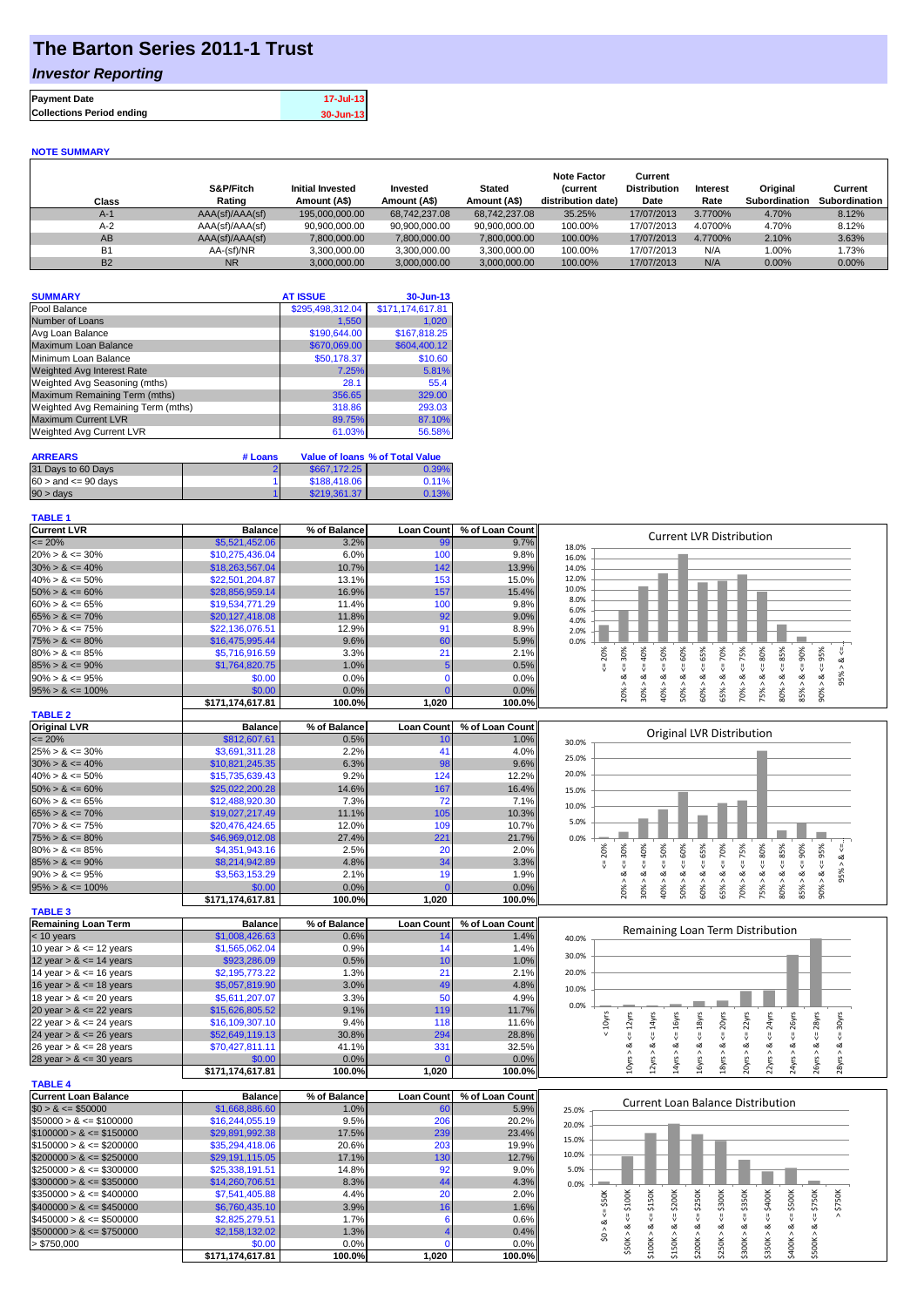# The Barton Series 2011-1 Trust

## *Investor Reporting*

| | |
|---|---|
| **Payment Date** | 17-Jul-13 |
| **Collections Period ending** | 30-Jun-13 |

**NOTE SUMMARY**

| Class | S&P/Fitch Rating | Initial Invested Amount (A$) | Invested Amount (A$) | Stated Amount (A$) | Note Factor (current distribution date) | Current Distribution Date | Interest Rate | Original Subordination | Current Subordination |
|---|---|---|---|---|---|---|---|---|---|
| A-1 | AAA(sf)/AAA(sf) | 195,000,000.00 | 68,742,237.08 | 68,742,237.08 | 35.25% | 17/07/2013 | 3.7700% | 4.70% | 8.12% |
| A-2 | AAA(sf)/AAA(sf) | 90,900,000.00 | 90,900,000.00 | 90,900,000.00 | 100.00% | 17/07/2013 | 4.0700% | 4.70% | 8.12% |
| AB | AAA(sf)/AAA(sf) | 7,800,000.00 | 7,800,000.00 | 7,800,000.00 | 100.00% | 17/07/2013 | 4.7700% | 2.10% | 3.63% |
| B1 | AA-(sf)/NR | 3,300,000.00 | 3,300,000.00 | 3,300,000.00 | 100.00% | 17/07/2013 | N/A | 1.00% | 1.73% |
| B2 | NR | 3,000,000.00 | 3,000,000.00 | 3,000,000.00 | 100.00% | 17/07/2013 | N/A | 0.00% | 0.00% |

| **SUMMARY** | **AT ISSUE** | **30-Jun-13** |
|---|---|---|
| Pool Balance | $295,498,312.04 | $171,174,617.81 |
| Number of Loans | 1,550 | 1,020 |
| Avg Loan Balance | $190,644.00 | $167,818.25 |
| Maximum Loan Balance | $670,069.00 | $604,400.12 |
| Minimum Loan Balance | $50,178.37 | $10.60 |
| Weighted Avg Interest Rate | 7.25% | 5.81% |
| Weighted Avg Seasoning (mths) | 28.1 | 55.4 |
| Maximum Remaining Term (mths) | 356.65 | 329.00 |
| Weighted Avg Remaining Term (mths) | 318.86 | 293.03 |
| Maximum Current LVR | 89.75% | 87.10% |
| Weighted Avg Current LVR | 61.03% | 56.58% |

| **ARREARS** | **# Loans** | **Value of loans** | **% of Total Value** |
|---|---|---|---|
| 31 Days to 60 Days | 2 | $667,172.25 | 0.39% |
| $60 >$ and $<= 90$ days | 1 | $188,418.06 | 0.11% |
| $90 >$ days | 1 | $219,361.37 | 0.13% |

**TABLE 1**

| Current LVR | Balance | % of Balance | Loan Count | % of Loan Count |
|---|---|---|---|---|
| <= 20% | $5,521,452.06 | 3.2% | 99 | 9.7% |
| 20% > & <= 30% | $10,275,436.04 | 6.0% | 100 | 9.8% |
| 30% > & <= 40% | $18,263,567.04 | 10.7% | 142 | 13.9% |
| 40% > & <= 50% | $22,501,204.87 | 13.1% | 153 | 15.0% |
| 50% > & <= 60% | $28,856,959.14 | 16.9% | 157 | 15.4% |
| 60% > & <= 65% | $19,534,771.29 | 11.4% | 100 | 9.8% |
| 65% > & <= 70% | $20,127,418.08 | 11.8% | 92 | 9.0% |
| 70% > & <= 75% | $22,136,076.51 | 12.9% | 91 | 8.9% |
| 75% > & <= 80% | $16,475,995.44 | 9.6% | 60 | 5.9% |
| 80% > & <= 85% | $5,716,916.59 | 3.3% | 21 | 2.1% |
| 85% > & <= 90% | $1,764,820.75 | 1.0% | 5 | 0.5% |
| 90% > & <= 95% | $0.00 | 0.0% | 0 | 0.0% |
| 95% > & <= 100% | $0.00 | 0.0% | 0 | 0.0% |
| | $171,174,617.81 | 100.0% | 1,020 | 100.0% |

Current LVR Distribution

**TABLE 2**

| Original LVR | Balance | % of Balance | Loan Count | % of Loan Count |
|---|---|---|---|---|
| <= 20% | $812,607.61 | 0.5% | 10 | 1.0% |
| 25% > & <= 30% | $3,691,311.28 | 2.2% | 41 | 4.0% |
| 30% > & <= 40% | $10,821,245.35 | 6.3% | 98 | 9.6% |
| 40% > & <= 50% | $15,735,639.43 | 9.2% | 124 | 12.2% |
| 50% > & <= 60% | $25,022,200.28 | 14.6% | 167 | 16.4% |
| 60% > & <= 65% | $12,488,920.30 | 7.3% | 72 | 7.1% |
| 65% > & <= 70% | $19,027,217.49 | 11.1% | 105 | 10.3% |
| 70% > & <= 75% | $20,476,424.65 | 12.0% | 109 | 10.7% |
| 75% > & <= 80% | $46,969,012.08 | 27.4% | 221 | 21.7% |
| 80% > & <= 85% | $4,351,943.16 | 2.5% | 20 | 2.0% |
| 85% > & <= 90% | $8,214,942.89 | 4.8% | 34 | 3.3% |
| 90% > & <= 95% | $3,563,153.29 | 2.1% | 19 | 1.9% |
| 95% > & <= 100% | $0.00 | 0.0% | 0 | 0.0% |
| | $171,174,617.81 | 100.0% | 1,020 | 100.0% |

Original LVR Distribution

**TABLE 3**

| Remaining Loan Term | Balance | % of Balance | Loan Count | % of Loan Count |
|---|---|---|---|---|
| < 10 years | $1,008,426.63 | 0.6% | 14 | 1.4% |
| 10 year > & <= 12 years | $1,565,062.04 | 0.9% | 14 | 1.4% |
| 12 year > & <= 14 years | $923,286.09 | 0.5% | 10 | 1.0% |
| 14 year > & <= 16 years | $2,195,773.22 | 1.3% | 21 | 2.1% |
| 16 year > & <= 18 years | $5,057,819.90 | 3.0% | 49 | 4.8% |
| 18 year > & <= 20 years | $5,611,207.07 | 3.3% | 50 | 4.9% |
| 20 year > & <= 22 years | $15,626,805.52 | 9.1% | 119 | 11.7% |
| 22 year > & <= 24 years | $16,109,307.10 | 9.4% | 118 | 11.6% |
| 24 year > & <= 26 years | $52,649,119.13 | 30.8% | 294 | 28.8% |
| 26 year > & <= 28 years | $70,427,811.11 | 41.1% | 331 | 32.5% |
| 28 year > & <= 30 years | $0.00 | 0.0% | 0 | 0.0% |
| | $171,174,617.81 | 100.0% | 1,020 | 100.0% |

Remaining Loan Term Distribution

**TABLE 4**

| Current Loan Balance | Balance | % of Balance | Loan Count | % of Loan Count |
|---|---|---|---|---|
| $0 > & <= $50000 | $1,668,886.60 | 1.0% | 60 | 5.9% |
| $50000 > & <= $100000 | $16,244,055.19 | 9.5% | 206 | 20.2% |
| $100000 > & <= $150000 | $29,891,992.38 | 17.5% | 239 | 23.4% |
| $150000 > & <= $200000 | $35,294,418.06 | 20.6% | 203 | 19.9% |
| $200000 > & <= $250000 | $29,191,115.05 | 17.1% | 130 | 12.7% |
| $250000 > & <= $300000 | $25,338,191.51 | 14.8% | 92 | 9.0% |
| $300000 > & <= $350000 | $14,260,706.51 | 8.3% | 44 | 4.3% |
| $350000 > & <= $400000 | $7,541,405.88 | 4.4% | 20 | 2.0% |
| $400000 > & <= $450000 | $6,760,435.10 | 3.9% | 16 | 1.6% |
| $450000 > & <= $500000 | $2,825,279.51 | 1.7% | 6 | 0.6% |
| $500000 > & <= $750000 | $2,158,132.02 | 1.3% | 4 | 0.4% |
| > $750,000 | $0.00 | 0.0% | 0 | 0.0% |
| | $171,174,617.81 | 100.0% | 1,020 | 100.0% |

Current Loan Balance Distribution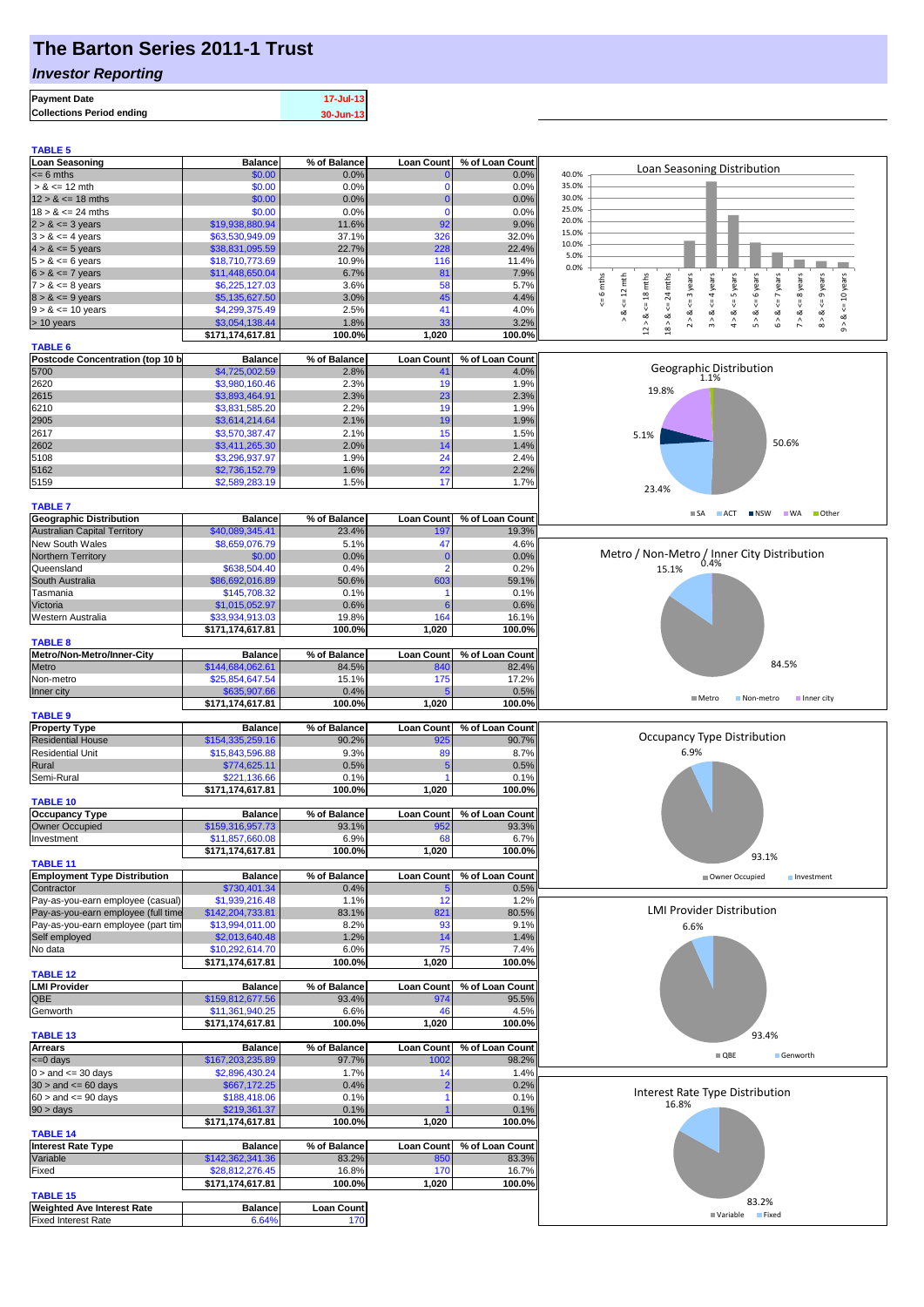# The Barton Series 2011-1 Trust

## *Investor Reporting*

| | |
|---|---|
| **Payment Date** | 17-Jul-13 |
| **Collections Period ending** | 30-Jun-13 |

**TABLE 5**

| Loan Seasoning | Balance | % of Balance | Loan Count | % of Loan Count |
|---|---|---|---|---|
| <= 6 mths | $0.00 | 0.0% | 0 | 0.0% |
| > & <= 12 mth | $0.00 | 0.0% | 0 | 0.0% |
| 12 > & <= 18 mths | $0.00 | 0.0% | 0 | 0.0% |
| 18 > & <= 24 mths | $0.00 | 0.0% | 0 | 0.0% |
| 2 > & <= 3 years | $19,938,880.94 | 11.6% | 92 | 9.0% |
| 3 > & <= 4 years | $63,530,949.09 | 37.1% | 326 | 32.0% |
| 4 > & <= 5 years | $38,831,095.59 | 22.7% | 228 | 22.4% |
| 5 > & <= 6 years | $18,710,773.69 | 10.9% | 116 | 11.4% |
| 6 > & <= 7 years | $11,448,650.04 | 6.7% | 81 | 7.9% |
| 7 > & <= 8 years | $6,225,127.03 | 3.6% | 58 | 5.7% |
| 8 > & <= 9 years | $5,135,627.50 | 3.0% | 45 | 4.4% |
| 9 > & <= 10 years | $4,299,375.49 | 2.5% | 41 | 4.0% |
| > 10 years | $3,054,138.44 | 1.8% | 33 | 3.2% |
| | $171,174,617.81 | 100.0% | 1,020 | 100.0% |

Loan Seasoning Distribution

40.0%
35.0%
30.0%
25.0%
20.0%
15.0%
10.0%
5.0%
0.0%

<= 6 mths
> & <= 12 mth
12 > & <= 18 mths
18 > & <= 24 mths
2 > & <= 3 years
3 > & <= 4 years
4 > & <= 5 years
5 > & <= 6 years
6 > & <= 7 years
7 > & <= 8 years
8 > & <= 9 years
9 > & <= 10 years

**TABLE 6**

| Postcode Concentration (top 10 by value) | Balance | % of Balance | Loan Count | % of Loan Count |
|---|---|---|---|---|
| 5700 | $4,725,002.59 | 2.8% | 41 | 4.0% |
| 2620 | $3,980,160.46 | 2.3% | 19 | 1.9% |
| 2615 | $3,893,464.91 | 2.3% | 23 | 2.3% |
| 6210 | $3,831,585.20 | 2.2% | 19 | 1.9% |
| 2905 | $3,614,214.64 | 2.1% | 19 | 1.9% |
| 2617 | $3,570,387.47 | 2.1% | 15 | 1.5% |
| 2602 | $3,411,265.30 | 2.0% | 14 | 1.4% |
| 5108 | $3,296,937.97 | 1.9% | 24 | 2.4% |
| 5162 | $2,736,152.79 | 1.6% | 22 | 2.2% |
| 5159 | $2,589,283.19 | 1.5% | 17 | 1.7% |

Geographic Distribution

1.1%
19.8%
5.1%
50.6%
23.4%

SA ACT NSW WA Other

**TABLE 7**

| Geographic Distribution | Balance | % of Balance | Loan Count | % of Loan Count |
|---|---|---|---|---|
| Australian Capital Territory | $40,089,345.41 | 23.4% | 197 | 19.3% |
| New South Wales | $8,659,076.79 | 5.1% | 47 | 4.6% |
| Northern Territory | $0.00 | 0.0% | 0 | 0.0% |
| Queensland | $638,504.40 | 0.4% | 2 | 0.2% |
| South Australia | $86,692,016.89 | 50.6% | 603 | 59.1% |
| Tasmania | $145,708.32 | 0.1% | 1 | 0.1% |
| Victoria | $1,015,052.97 | 0.6% | 6 | 0.6% |
| Western Australia | $33,934,913.03 | 19.8% | 164 | 16.1% |
| | $171,174,617.81 | 100.0% | 1,020 | 100.0% |

Metro / Non-Metro / Inner City Distribution

0.4%
15.1%
84.5%

Metro Non-metro Inner city

**TABLE 8**

| Metro/Non-Metro/Inner-City | Balance | % of Balance | Loan Count | % of Loan Count |
|---|---|---|---|---|
| Metro | $144,684,062.61 | 84.5% | 840 | 82.4% |
| Non-metro | $25,854,647.54 | 15.1% | 175 | 17.2% |
| Inner city | $635,907.66 | 0.4% | 5 | 0.5% |
| | $171,174,617.81 | 100.0% | 1,020 | 100.0% |

**TABLE 9**

| Property Type | Balance | % of Balance | Loan Count | % of Loan Count |
|---|---|---|---|---|
| Residential House | $154,335,259.16 | 90.2% | 925 | 90.7% |
| Residential Unit | $15,843,596.88 | 9.3% | 89 | 8.7% |
| Rural | $774,625.11 | 0.5% | 5 | 0.5% |
| Semi-Rural | $221,136.66 | 0.1% | 1 | 0.1% |
| | $171,174,617.81 | 100.0% | 1,020 | 100.0% |

Occupancy Type Distribution

6.9%
93.1%

Owner Occupied Investment

**TABLE 10**

| Occupancy Type | Balance | % of Balance | Loan Count | % of Loan Count |
|---|---|---|---|---|
| Owner Occupied | $159,316,957.73 | 93.1% | 952 | 93.3% |
| Investment | $11,857,660.08 | 6.9% | 68 | 6.7% |
| | $171,174,617.81 | 100.0% | 1,020 | 100.0% |

**TABLE 11**

| Employment Type Distribution | Balance | % of Balance | Loan Count | % of Loan Count |
|---|---|---|---|---|
| Contractor | $730,401.34 | 0.4% | 5 | 0.5% |
| Pay-as-you-earn employee (casual) | $1,939,216.48 | 1.1% | 12 | 1.2% |
| Pay-as-you-earn employee (full time) | $142,204,733.81 | 83.1% | 821 | 80.5% |
| Pay-as-you-earn employee (part time) | $13,994,011.00 | 8.2% | 93 | 9.1% |
| Self employed | $2,013,640.48 | 1.2% | 14 | 1.4% |
| No data | $10,292,614.70 | 6.0% | 75 | 7.4% |
| | $171,174,617.81 | 100.0% | 1,020 | 100.0% |

LMI Provider Distribution

6.6%
93.4%

QBE Genworth

**TABLE 12**

| LMI Provider | Balance | % of Balance | Loan Count | % of Loan Count |
|---|---|---|---|---|
| QBE | $159,812,677.56 | 93.4% | 974 | 95.5% |
| Genworth | $11,361,940.25 | 6.6% | 46 | 4.5% |
| | $171,174,617.81 | 100.0% | 1,020 | 100.0% |

**TABLE 13**

| Arrears | Balance | % of Balance | Loan Count | % of Loan Count |
|---|---|---|---|---|
| <=0 days | $167,203,235.89 | 97.7% | 1002 | 98.2% |
| 0 > and <= 30 days | $2,896,430.24 | 1.7% | 14 | 1.4% |
| 30 > and <= 60 days | $667,172.25 | 0.4% | 2 | 0.2% |
| 60 > and <= 90 days | $188,418.06 | 0.1% | 1 | 0.1% |
| 90 > days | $219,361.37 | 0.1% | 1 | 0.1% |
| | $171,174,617.81 | 100.0% | 1,020 | 100.0% |

Interest Rate Type Distribution

16.8%
83.2%

Variable Fixed

**TABLE 14**

| Interest Rate Type | Balance | % of Balance | Loan Count | % of Loan Count |
|---|---|---|---|---|
| Variable | $142,362,341.36 | 83.2% | 850 | 83.3% |
| Fixed | $28,812,276.45 | 16.8% | 170 | 16.7% |
| | $171,174,617.81 | 100.0% | 1,020 | 100.0% |

**TABLE 15**

| Weighted Ave Interest Rate | Balance | Loan Count |
|---|---|---|
| Fixed Interest Rate | 6.64% | 170 |